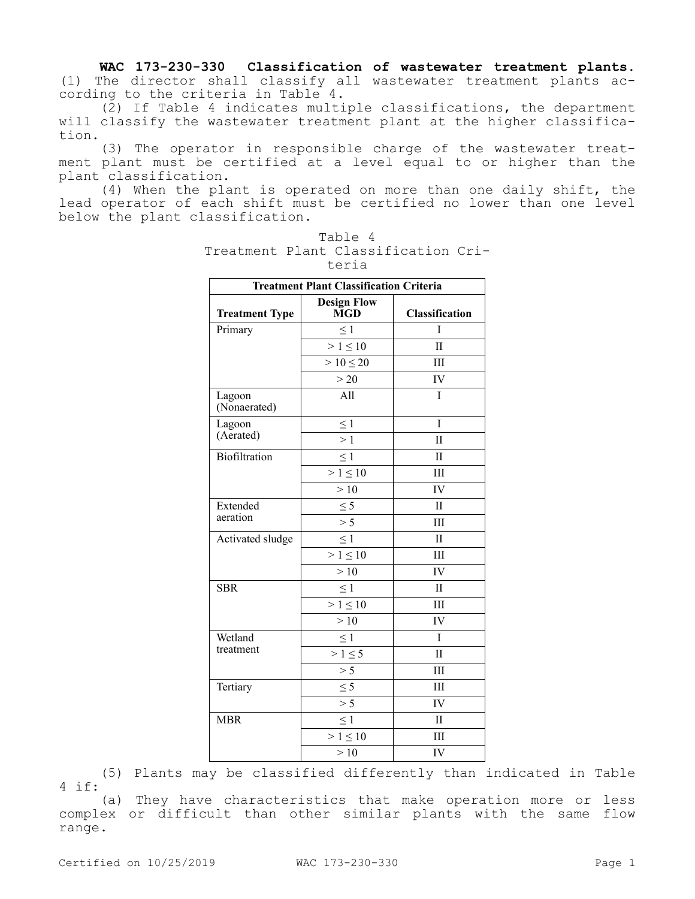**WAC 173-230-330 Classification of wastewater treatment plants.**

(1) The director shall classify all wastewater treatment plants according to the criteria in Table 4.

(2) If Table 4 indicates multiple classifications, the department will classify the wastewater treatment plant at the higher classification.

(3) The operator in responsible charge of the wastewater treatment plant must be certified at a level equal to or higher than the plant classification.

(4) When the plant is operated on more than one daily shift, the lead operator of each shift must be certified no lower than one level below the plant classification.

Table 4
Treatment Plant Classification Criteria

| Treatment Plant Classification Criteria | | |
|---|---|---|
| **Treatment Type** | **Design Flow MGD** | **Classification** |
| Primary | ≤ 1 | I |
| | > 1 ≤ 10 | II |
| | > 10 ≤ 20 | III |
| | > 20 | IV |
| Lagoon (Nonaerated) | All | I |
| Lagoon (Aerated) | ≤ 1 | I |
| | > 1 | II |
| Biofiltration | ≤ 1 | II |
| | > 1 ≤ 10 | III |
| | > 10 | IV |
| Extended aeration | ≤ 5 | II |
| | > 5 | III |
| Activated sludge | ≤ 1 | II |
| | > 1 ≤ 10 | III |
| | > 10 | IV |
| SBR | ≤ 1 | II |
| | > 1 ≤ 10 | III |
| | > 10 | IV |
| Wetland treatment | ≤ 1 | I |
| | > 1 ≤ 5 | II |
| | > 5 | III |
| Tertiary | ≤ 5 | III |
| | > 5 | IV |
| MBR | ≤ 1 | II |
| | > 1 ≤ 10 | III |
| | > 10 | IV |

(5) Plants may be classified differently than indicated in Table 4 if:

(a) They have characteristics that make operation more or less complex or difficult than other similar plants with the same flow range.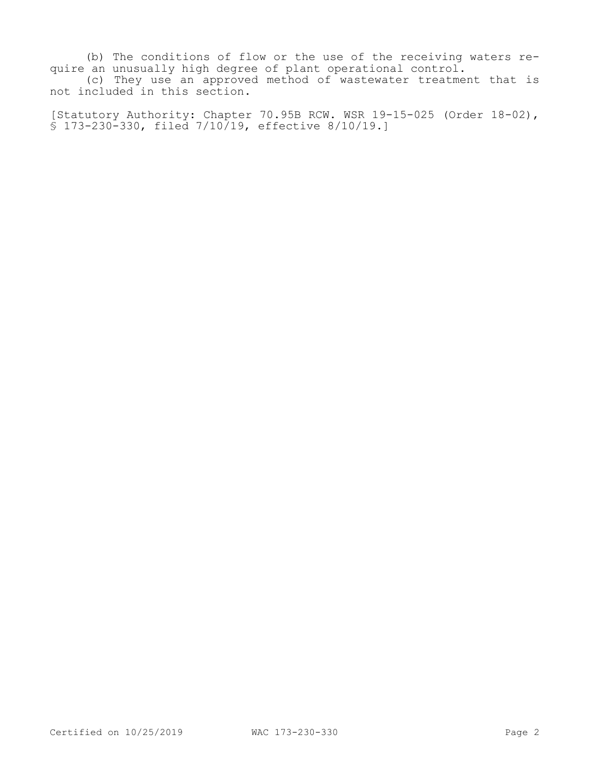(b) The conditions of flow or the use of the receiving waters require an unusually high degree of plant operational control.

(c) They use an approved method of wastewater treatment that is not included in this section.

[Statutory Authority: Chapter 70.95B RCW. WSR 19-15-025 (Order 18-02), § 173-230-330, filed 7/10/19, effective 8/10/19.]